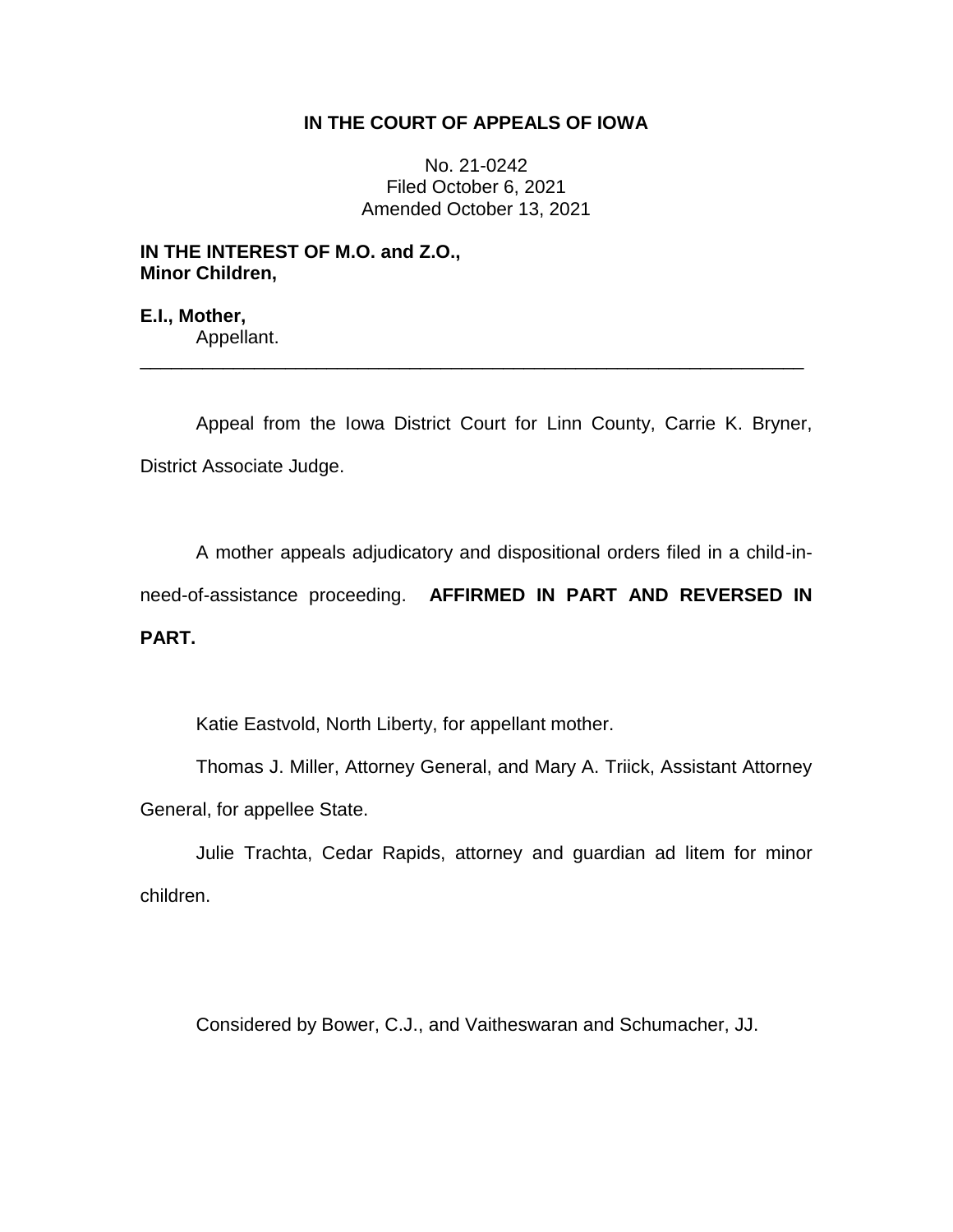# IN THE COURT OF APPEALS OF IOWA

No. 21-0242
Filed October 6, 2021
Amended October 13, 2021

**IN THE INTEREST OF M.O. and Z.O.,**
**Minor Children,**

**E.I., Mother,**
Appellant.

---

Appeal from the Iowa District Court for Linn County, Carrie K. Bryner, District Associate Judge.

A mother appeals adjudicatory and dispositional orders filed in a child-in-need-of-assistance proceeding. **AFFIRMED IN PART AND REVERSED IN PART.**

Katie Eastvold, North Liberty, for appellant mother.

Thomas J. Miller, Attorney General, and Mary A. Triick, Assistant Attorney General, for appellee State.

Julie Trachta, Cedar Rapids, attorney and guardian ad litem for minor children.

Considered by Bower, C.J., and Vaitheswaran and Schumacher, JJ.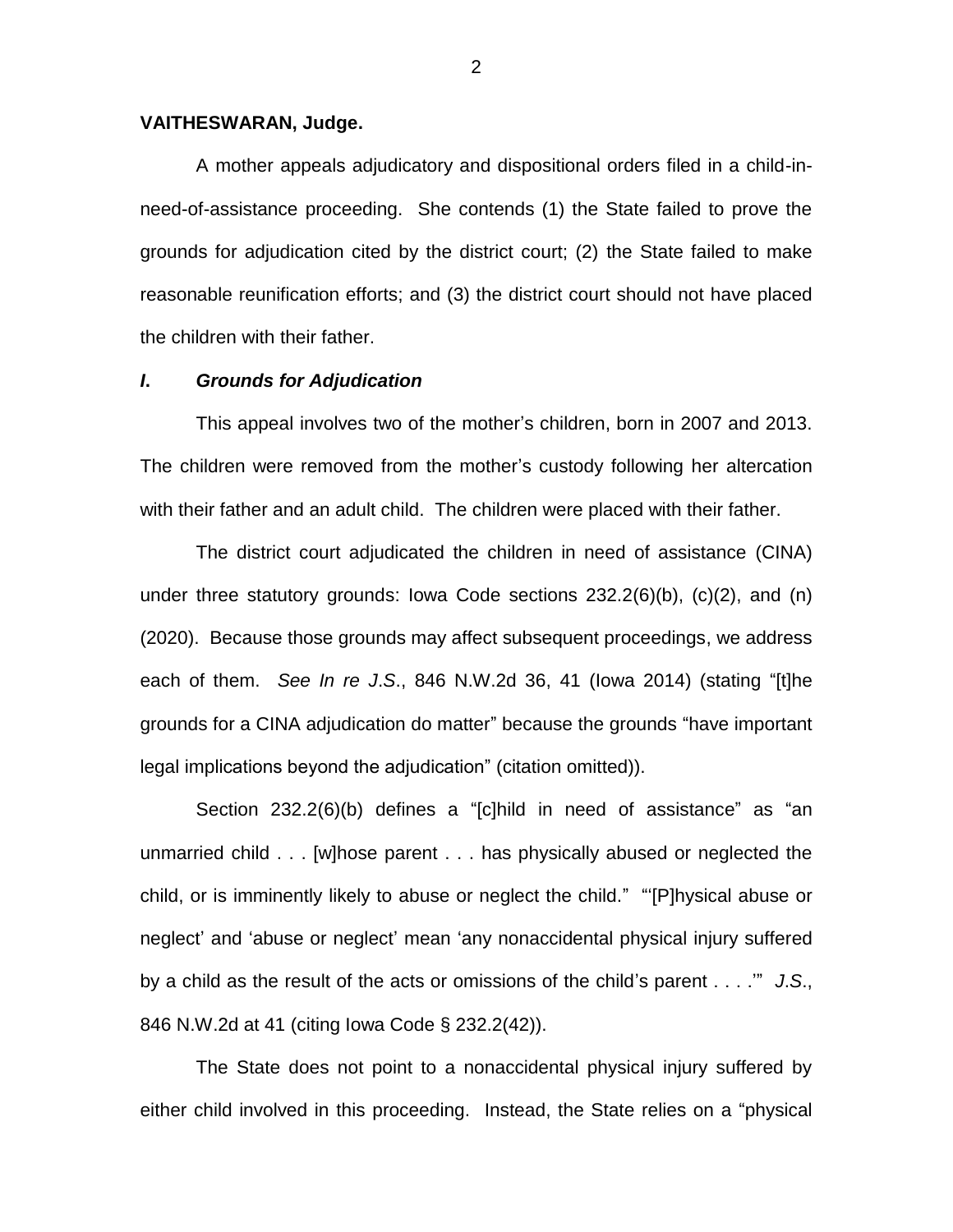**VAITHESWARAN, Judge.**

A mother appeals adjudicatory and dispositional orders filed in a child-in-need-of-assistance proceeding. She contends (1) the State failed to prove the grounds for adjudication cited by the district court; (2) the State failed to make reasonable reunification efforts; and (3) the district court should not have placed the children with their father.

## *I. Grounds for Adjudication*

This appeal involves two of the mother's children, born in 2007 and 2013. The children were removed from the mother's custody following her altercation with their father and an adult child. The children were placed with their father.

The district court adjudicated the children in need of assistance (CINA) under three statutory grounds: Iowa Code sections 232.2(6)(b), (c)(2), and (n) (2020). Because those grounds may affect subsequent proceedings, we address each of them. *See In re J.S.*, 846 N.W.2d 36, 41 (Iowa 2014) (stating "[t]he grounds for a CINA adjudication do matter" because the grounds "have important legal implications beyond the adjudication" (citation omitted)).

Section 232.2(6)(b) defines a "[c]hild in need of assistance" as "an unmarried child . . . [w]hose parent . . . has physically abused or neglected the child, or is imminently likely to abuse or neglect the child." "'[P]hysical abuse or neglect' and 'abuse or neglect' mean 'any nonaccidental physical injury suffered by a child as the result of the acts or omissions of the child's parent . . . .'" *J.S.*, 846 N.W.2d at 41 (citing Iowa Code § 232.2(42)).

The State does not point to a nonaccidental physical injury suffered by either child involved in this proceeding. Instead, the State relies on a "physical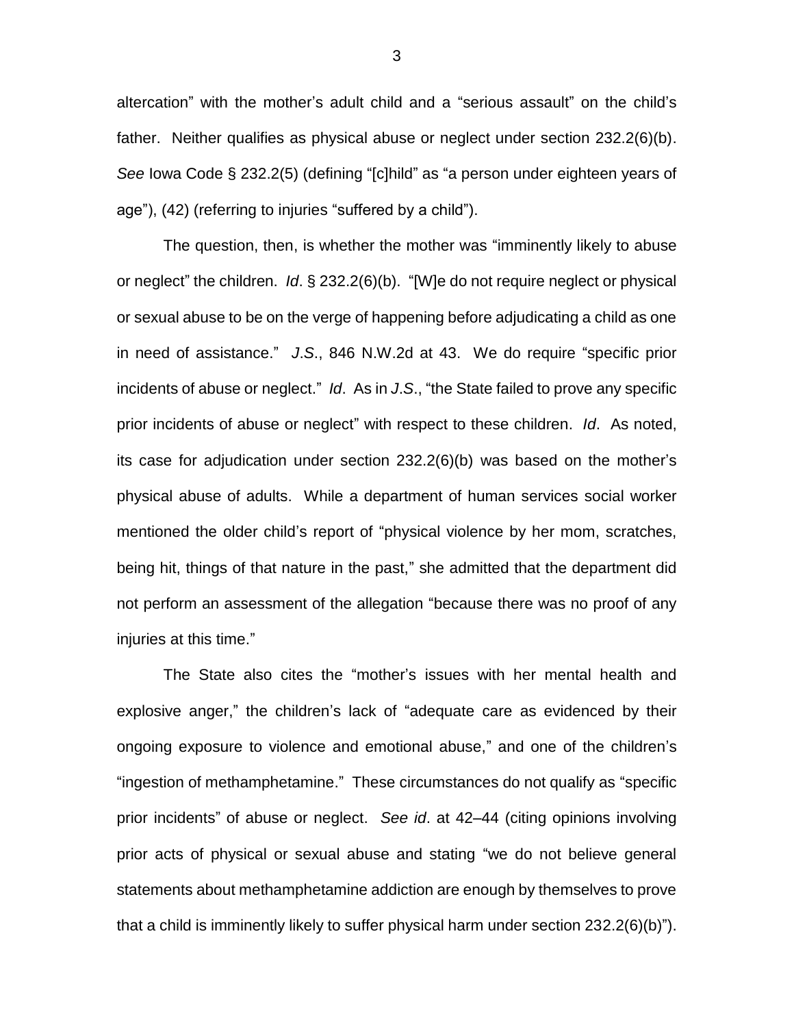altercation" with the mother's adult child and a "serious assault" on the child's father. Neither qualifies as physical abuse or neglect under section 232.2(6)(b). *See* Iowa Code § 232.2(5) (defining "[c]hild" as "a person under eighteen years of age"), (42) (referring to injuries "suffered by a child").

The question, then, is whether the mother was "imminently likely to abuse or neglect" the children. *Id*. § 232.2(6)(b). "[W]e do not require neglect or physical or sexual abuse to be on the verge of happening before adjudicating a child as one in need of assistance." *J.S.*, 846 N.W.2d at 43. We do require "specific prior incidents of abuse or neglect." *Id*. As in *J.S.*, "the State failed to prove any specific prior incidents of abuse or neglect" with respect to these children. *Id*. As noted, its case for adjudication under section 232.2(6)(b) was based on the mother's physical abuse of adults. While a department of human services social worker mentioned the older child's report of "physical violence by her mom, scratches, being hit, things of that nature in the past," she admitted that the department did not perform an assessment of the allegation "because there was no proof of any injuries at this time."

The State also cites the "mother's issues with her mental health and explosive anger," the children's lack of "adequate care as evidenced by their ongoing exposure to violence and emotional abuse," and one of the children's "ingestion of methamphetamine." These circumstances do not qualify as "specific prior incidents" of abuse or neglect. *See id*. at 42–44 (citing opinions involving prior acts of physical or sexual abuse and stating "we do not believe general statements about methamphetamine addiction are enough by themselves to prove that a child is imminently likely to suffer physical harm under section 232.2(6)(b)").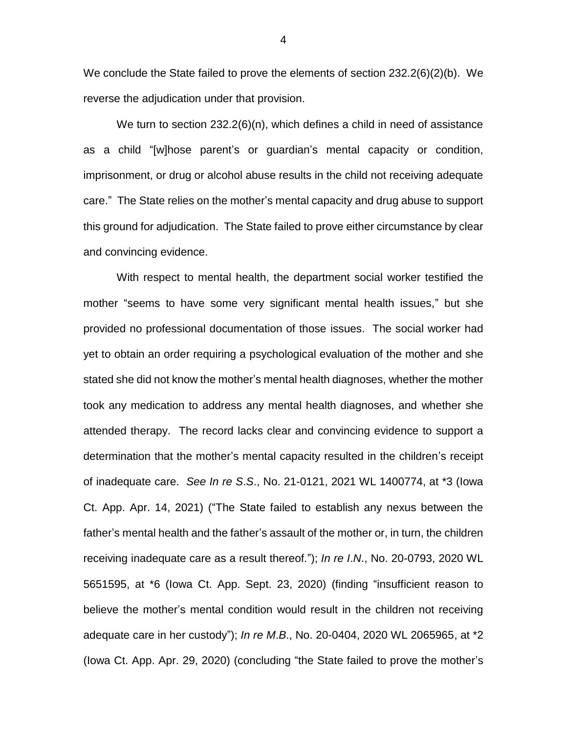We conclude the State failed to prove the elements of section 232.2(6)(2)(b). We reverse the adjudication under that provision.

We turn to section 232.2(6)(n), which defines a child in need of assistance as a child "[w]hose parent's or guardian's mental capacity or condition, imprisonment, or drug or alcohol abuse results in the child not receiving adequate care." The State relies on the mother's mental capacity and drug abuse to support this ground for adjudication. The State failed to prove either circumstance by clear and convincing evidence.

With respect to mental health, the department social worker testified the mother "seems to have some very significant mental health issues," but she provided no professional documentation of those issues. The social worker had yet to obtain an order requiring a psychological evaluation of the mother and she stated she did not know the mother's mental health diagnoses, whether the mother took any medication to address any mental health diagnoses, and whether she attended therapy. The record lacks clear and convincing evidence to support a determination that the mother's mental capacity resulted in the children's receipt of inadequate care. *See In re S.S.*, No. 21-0121, 2021 WL 1400774, at *3 (Iowa Ct. App. Apr. 14, 2021) ("The State failed to establish any nexus between the father's mental health and the father's assault of the mother or, in turn, the children receiving inadequate care as a result thereof."); *In re I.N.*, No. 20-0793, 2020 WL 5651595, at *6 (Iowa Ct. App. Sept. 23, 2020) (finding "insufficient reason to believe the mother's mental condition would result in the children not receiving adequate care in her custody"); *In re M.B.*, No. 20-0404, 2020 WL 2065965, at *2 (Iowa Ct. App. Apr. 29, 2020) (concluding "the State failed to prove the mother's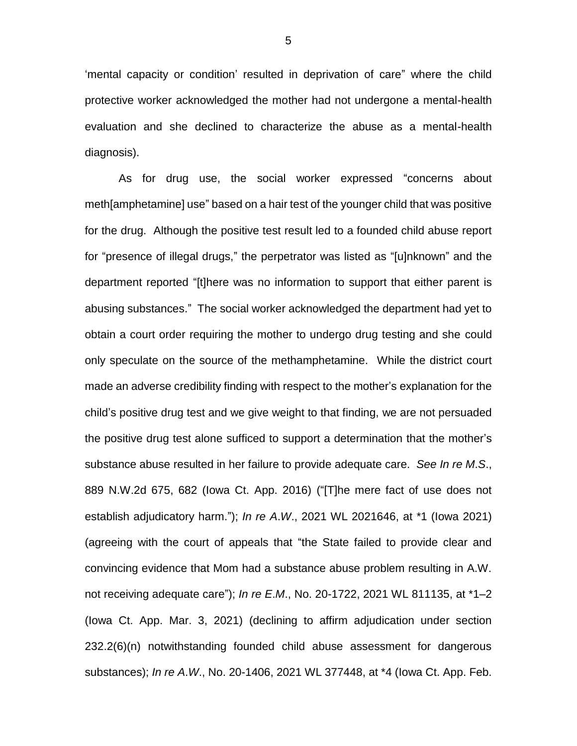'mental capacity or condition' resulted in deprivation of care" where the child protective worker acknowledged the mother had not undergone a mental-health evaluation and she declined to characterize the abuse as a mental-health diagnosis).

As for drug use, the social worker expressed "concerns about meth[amphetamine] use" based on a hair test of the younger child that was positive for the drug. Although the positive test result led to a founded child abuse report for "presence of illegal drugs," the perpetrator was listed as "[u]nknown" and the department reported "[t]here was no information to support that either parent is abusing substances." The social worker acknowledged the department had yet to obtain a court order requiring the mother to undergo drug testing and she could only speculate on the source of the methamphetamine. While the district court made an adverse credibility finding with respect to the mother's explanation for the child's positive drug test and we give weight to that finding, we are not persuaded the positive drug test alone sufficed to support a determination that the mother's substance abuse resulted in her failure to provide adequate care. *See In re M.S.*, 889 N.W.2d 675, 682 (Iowa Ct. App. 2016) ("[T]he mere fact of use does not establish adjudicatory harm."); *In re A.W.*, 2021 WL 2021646, at *1 (Iowa 2021) (agreeing with the court of appeals that "the State failed to provide clear and convincing evidence that Mom had a substance abuse problem resulting in A.W. not receiving adequate care"); *In re E.M.*, No. 20-1722, 2021 WL 811135, at *1–2 (Iowa Ct. App. Mar. 3, 2021) (declining to affirm adjudication under section 232.2(6)(n) notwithstanding founded child abuse assessment for dangerous substances); *In re A.W.*, No. 20-1406, 2021 WL 377448, at *4 (Iowa Ct. App. Feb.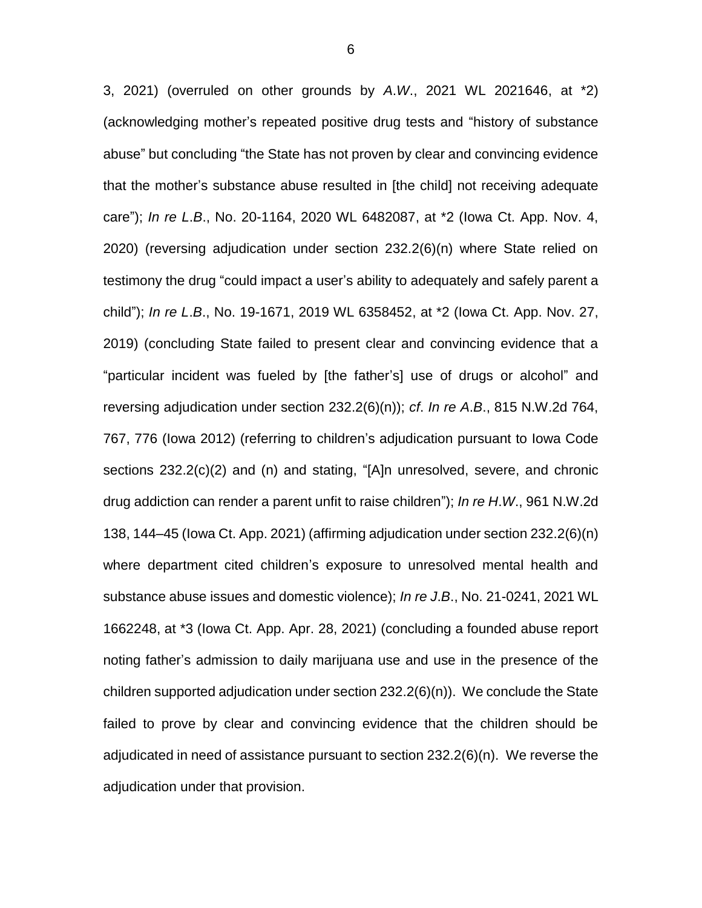3, 2021) (overruled on other grounds by *A.W.*, 2021 WL 2021646, at *2) (acknowledging mother's repeated positive drug tests and "history of substance abuse" but concluding "the State has not proven by clear and convincing evidence that the mother's substance abuse resulted in [the child] not receiving adequate care"); *In re L.B.*, No. 20-1164, 2020 WL 6482087, at *2 (Iowa Ct. App. Nov. 4, 2020) (reversing adjudication under section 232.2(6)(n) where State relied on testimony the drug "could impact a user's ability to adequately and safely parent a child"); *In re L.B.*, No. 19-1671, 2019 WL 6358452, at *2 (Iowa Ct. App. Nov. 27, 2019) (concluding State failed to present clear and convincing evidence that a "particular incident was fueled by [the father's] use of drugs or alcohol" and reversing adjudication under section 232.2(6)(n)); *cf. In re A.B.*, 815 N.W.2d 764, 767, 776 (Iowa 2012) (referring to children's adjudication pursuant to Iowa Code sections 232.2(c)(2) and (n) and stating, "[A]n unresolved, severe, and chronic drug addiction can render a parent unfit to raise children"); *In re H.W.*, 961 N.W.2d 138, 144–45 (Iowa Ct. App. 2021) (affirming adjudication under section 232.2(6)(n) where department cited children's exposure to unresolved mental health and substance abuse issues and domestic violence); *In re J.B.*, No. 21-0241, 2021 WL 1662248, at *3 (Iowa Ct. App. Apr. 28, 2021) (concluding a founded abuse report noting father's admission to daily marijuana use and use in the presence of the children supported adjudication under section 232.2(6)(n)). We conclude the State failed to prove by clear and convincing evidence that the children should be adjudicated in need of assistance pursuant to section 232.2(6)(n). We reverse the adjudication under that provision.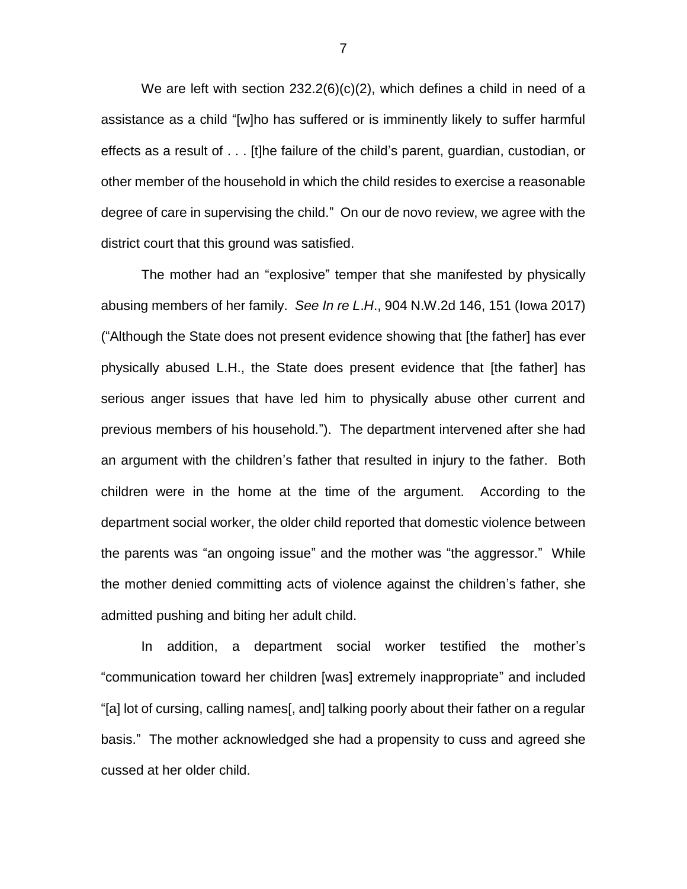We are left with section 232.2(6)(c)(2), which defines a child in need of a assistance as a child "[w]ho has suffered or is imminently likely to suffer harmful effects as a result of . . . [t]he failure of the child's parent, guardian, custodian, or other member of the household in which the child resides to exercise a reasonable degree of care in supervising the child." On our de novo review, we agree with the district court that this ground was satisfied.

The mother had an "explosive" temper that she manifested by physically abusing members of her family. *See In re L.H.*, 904 N.W.2d 146, 151 (Iowa 2017) ("Although the State does not present evidence showing that [the father] has ever physically abused L.H., the State does present evidence that [the father] has serious anger issues that have led him to physically abuse other current and previous members of his household."). The department intervened after she had an argument with the children's father that resulted in injury to the father. Both children were in the home at the time of the argument. According to the department social worker, the older child reported that domestic violence between the parents was "an ongoing issue" and the mother was "the aggressor." While the mother denied committing acts of violence against the children's father, she admitted pushing and biting her adult child.

In addition, a department social worker testified the mother's "communication toward her children [was] extremely inappropriate" and included "[a] lot of cursing, calling names[, and] talking poorly about their father on a regular basis." The mother acknowledged she had a propensity to cuss and agreed she cussed at her older child.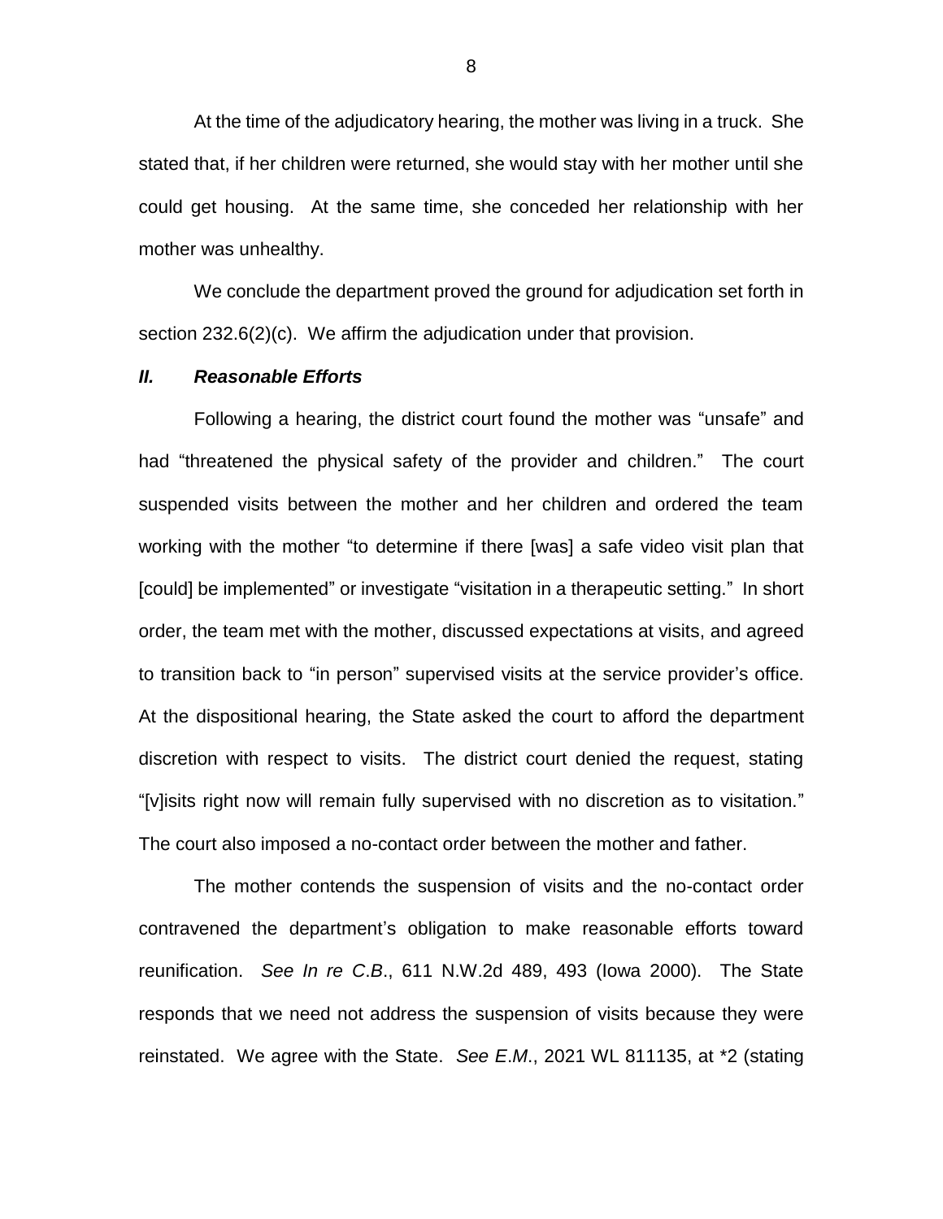At the time of the adjudicatory hearing, the mother was living in a truck. She stated that, if her children were returned, she would stay with her mother until she could get housing. At the same time, she conceded her relationship with her mother was unhealthy.

We conclude the department proved the ground for adjudication set forth in section 232.6(2)(c). We affirm the adjudication under that provision.

### *II. Reasonable Efforts*

Following a hearing, the district court found the mother was "unsafe" and had "threatened the physical safety of the provider and children." The court suspended visits between the mother and her children and ordered the team working with the mother "to determine if there [was] a safe video visit plan that [could] be implemented" or investigate "visitation in a therapeutic setting." In short order, the team met with the mother, discussed expectations at visits, and agreed to transition back to "in person" supervised visits at the service provider's office. At the dispositional hearing, the State asked the court to afford the department discretion with respect to visits. The district court denied the request, stating "[v]isits right now will remain fully supervised with no discretion as to visitation." The court also imposed a no-contact order between the mother and father.

The mother contends the suspension of visits and the no-contact order contravened the department's obligation to make reasonable efforts toward reunification. *See In re C.B*., 611 N.W.2d 489, 493 (Iowa 2000). The State responds that we need not address the suspension of visits because they were reinstated. We agree with the State. *See E.M*., 2021 WL 811135, at *2 (stating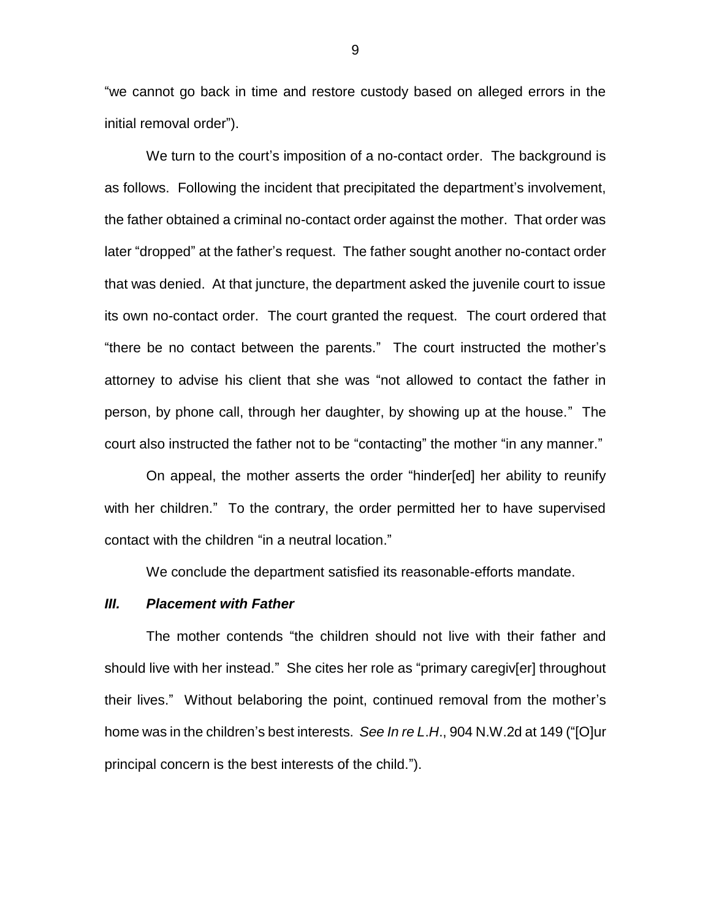"we cannot go back in time and restore custody based on alleged errors in the initial removal order").

We turn to the court's imposition of a no-contact order. The background is as follows. Following the incident that precipitated the department's involvement, the father obtained a criminal no-contact order against the mother. That order was later "dropped" at the father's request. The father sought another no-contact order that was denied. At that juncture, the department asked the juvenile court to issue its own no-contact order. The court granted the request. The court ordered that "there be no contact between the parents." The court instructed the mother's attorney to advise his client that she was "not allowed to contact the father in person, by phone call, through her daughter, by showing up at the house." The court also instructed the father not to be "contacting" the mother "in any manner."

On appeal, the mother asserts the order "hinder[ed] her ability to reunify with her children." To the contrary, the order permitted her to have supervised contact with the children "in a neutral location."

We conclude the department satisfied its reasonable-efforts mandate.

### *III. Placement with Father*

The mother contends "the children should not live with their father and should live with her instead." She cites her role as "primary caregiv[er] throughout their lives." Without belaboring the point, continued removal from the mother's home was in the children's best interests. *See In re L.H.*, 904 N.W.2d at 149 ("[O]ur principal concern is the best interests of the child.").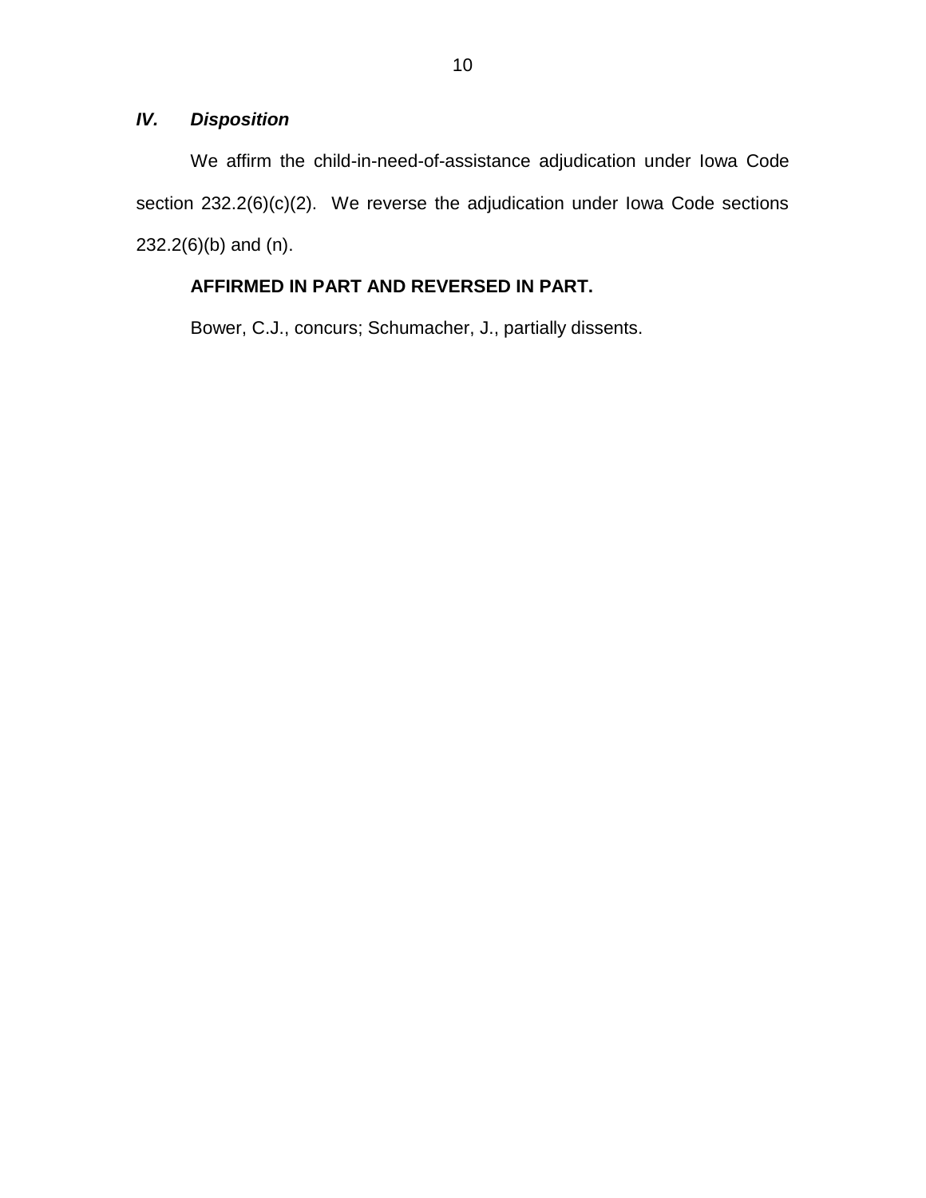### *IV. Disposition*

We affirm the child-in-need-of-assistance adjudication under Iowa Code section 232.2(6)(c)(2). We reverse the adjudication under Iowa Code sections 232.2(6)(b) and (n).

**AFFIRMED IN PART AND REVERSED IN PART.**

Bower, C.J., concurs; Schumacher, J., partially dissents.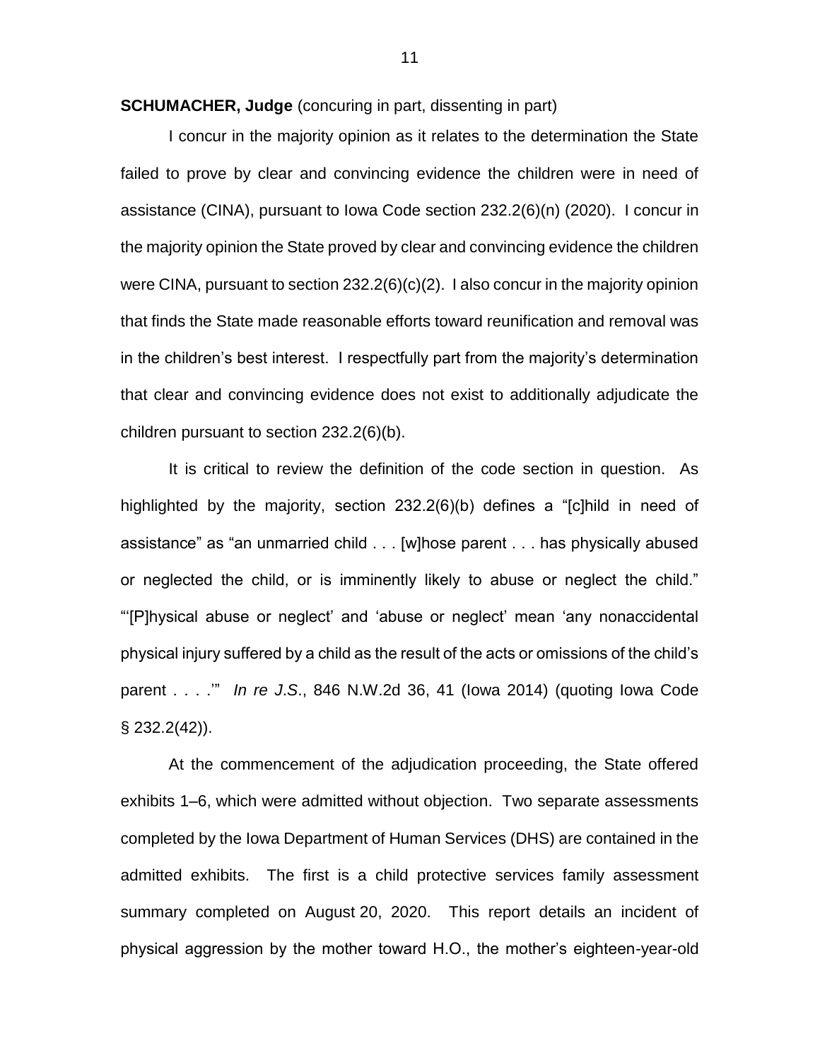**SCHUMACHER, Judge** (concuring in part, dissenting in part)

I concur in the majority opinion as it relates to the determination the State failed to prove by clear and convincing evidence the children were in need of assistance (CINA), pursuant to Iowa Code section 232.2(6)(n) (2020). I concur in the majority opinion the State proved by clear and convincing evidence the children were CINA, pursuant to section 232.2(6)(c)(2). I also concur in the majority opinion that finds the State made reasonable efforts toward reunification and removal was in the children's best interest. I respectfully part from the majority's determination that clear and convincing evidence does not exist to additionally adjudicate the children pursuant to section 232.2(6)(b).

It is critical to review the definition of the code section in question. As highlighted by the majority, section 232.2(6)(b) defines a "[c]hild in need of assistance" as "an unmarried child . . . [w]hose parent . . . has physically abused or neglected the child, or is imminently likely to abuse or neglect the child." "'[P]hysical abuse or neglect' and 'abuse or neglect' mean 'any nonaccidental physical injury suffered by a child as the result of the acts or omissions of the child's parent . . . .'" *In re J.S.*, 846 N.W.2d 36, 41 (Iowa 2014) (quoting Iowa Code § 232.2(42)).

At the commencement of the adjudication proceeding, the State offered exhibits 1–6, which were admitted without objection. Two separate assessments completed by the Iowa Department of Human Services (DHS) are contained in the admitted exhibits. The first is a child protective services family assessment summary completed on August 20, 2020. This report details an incident of physical aggression by the mother toward H.O., the mother's eighteen-year-old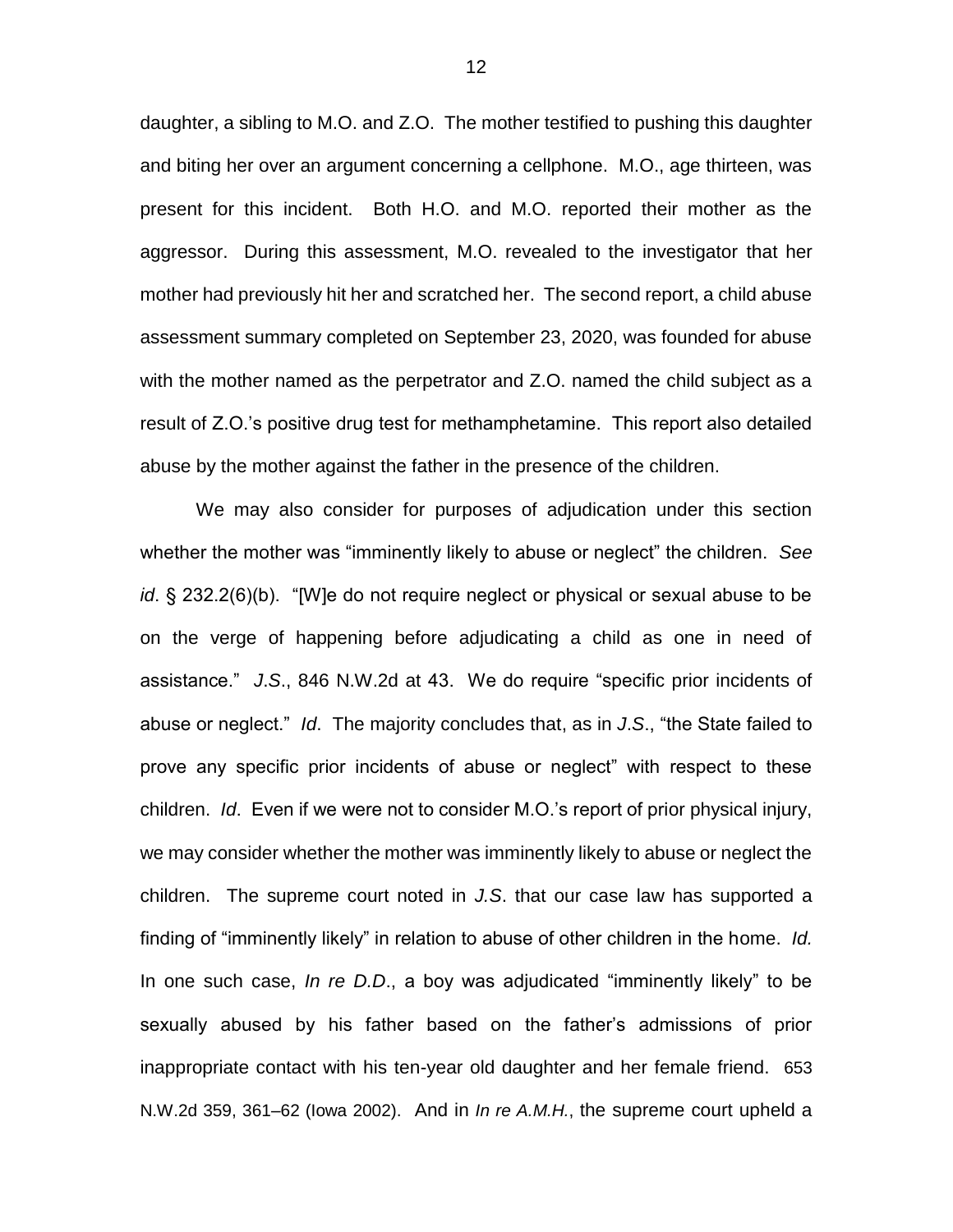daughter, a sibling to M.O. and Z.O. The mother testified to pushing this daughter and biting her over an argument concerning a cellphone. M.O., age thirteen, was present for this incident. Both H.O. and M.O. reported their mother as the aggressor. During this assessment, M.O. revealed to the investigator that her mother had previously hit her and scratched her. The second report, a child abuse assessment summary completed on September 23, 2020, was founded for abuse with the mother named as the perpetrator and Z.O. named the child subject as a result of Z.O.'s positive drug test for methamphetamine. This report also detailed abuse by the mother against the father in the presence of the children.

We may also consider for purposes of adjudication under this section whether the mother was "imminently likely to abuse or neglect" the children. *See id*. § 232.2(6)(b). "[W]e do not require neglect or physical or sexual abuse to be on the verge of happening before adjudicating a child as one in need of assistance." *J.S*., 846 N.W.2d at 43. We do require "specific prior incidents of abuse or neglect." *Id*. The majority concludes that, as in *J.S*., "the State failed to prove any specific prior incidents of abuse or neglect" with respect to these children. *Id*. Even if we were not to consider M.O.'s report of prior physical injury, we may consider whether the mother was imminently likely to abuse or neglect the children. The supreme court noted in *J.S*. that our case law has supported a finding of "imminently likely" in relation to abuse of other children in the home. *Id.* In one such case, *In re D.D*., a boy was adjudicated "imminently likely" to be sexually abused by his father based on the father's admissions of prior inappropriate contact with his ten-year old daughter and her female friend. 653 N.W.2d 359, 361–62 (Iowa 2002). And in *In re A.M.H.*, the supreme court upheld a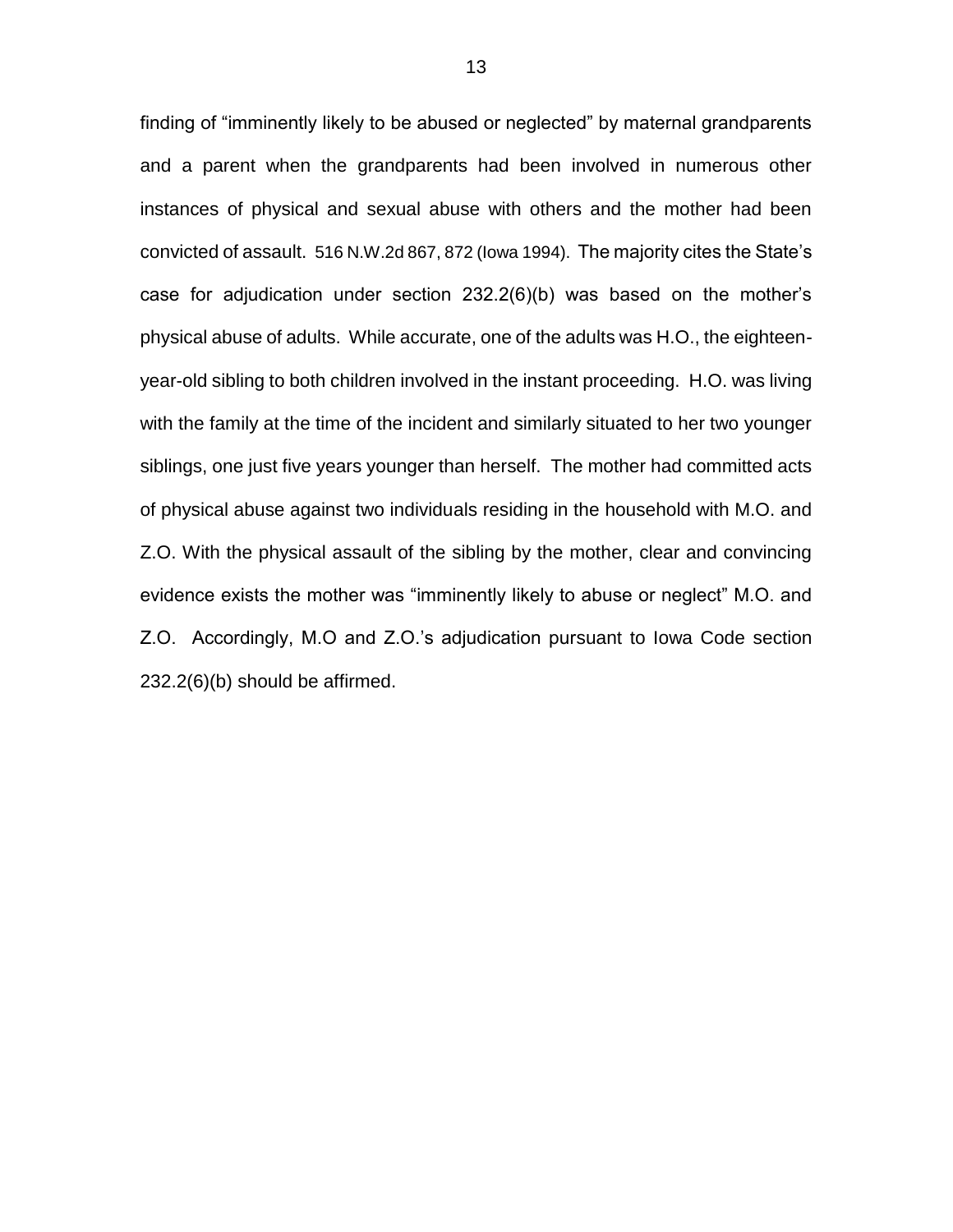finding of "imminently likely to be abused or neglected" by maternal grandparents and a parent when the grandparents had been involved in numerous other instances of physical and sexual abuse with others and the mother had been convicted of assault. 516 N.W.2d 867, 872 (Iowa 1994). The majority cites the State's case for adjudication under section 232.2(6)(b) was based on the mother's physical abuse of adults. While accurate, one of the adults was H.O., the eighteen-year-old sibling to both children involved in the instant proceeding. H.O. was living with the family at the time of the incident and similarly situated to her two younger siblings, one just five years younger than herself. The mother had committed acts of physical abuse against two individuals residing in the household with M.O. and Z.O. With the physical assault of the sibling by the mother, clear and convincing evidence exists the mother was "imminently likely to abuse or neglect" M.O. and Z.O. Accordingly, M.O and Z.O.'s adjudication pursuant to Iowa Code section 232.2(6)(b) should be affirmed.